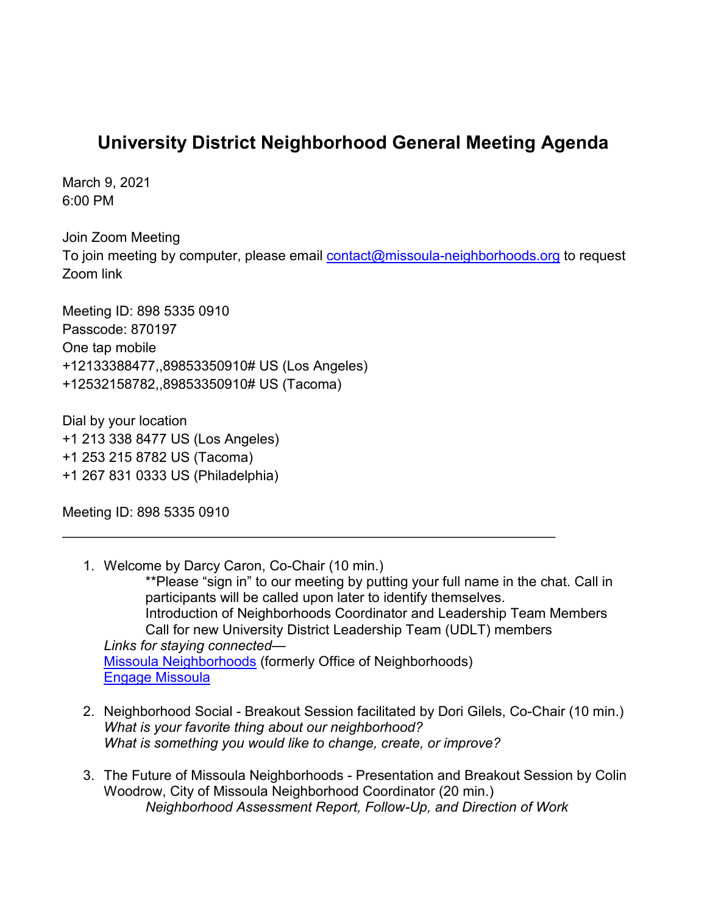# University District Neighborhood General Meeting Agenda

March 9, 2021
6:00 PM

Join Zoom Meeting
To join meeting by computer, please email [contact@missoula-neighborhoods.org](mailto:contact@missoula-neighborhoods.org) to request Zoom link

Meeting ID: 898 5335 0910
Passcode: 870197
One tap mobile
+12133388477,,89853350910# US (Los Angeles)
+12532158782,,89853350910# US (Tacoma)

Dial by your location
+1 213 338 8477 US (Los Angeles)
+1 253 215 8782 US (Tacoma)
+1 267 831 0333 US (Philadelphia)

Meeting ID: 898 5335 0910

---

1. Welcome by Darcy Caron, Co-Chair (10 min.)
   **Please "sign in" to our meeting by putting your full name in the chat. Call in participants will be called upon later to identify themselves.
   Introduction of Neighborhoods Coordinator and Leadership Team Members
   Call for new University District Leadership Team (UDLT) members
   *Links for staying connected—*
   Missoula Neighborhoods (formerly Office of Neighborhoods)
   Engage Missoula

2. Neighborhood Social - Breakout Session facilitated by Dori Gilels, Co-Chair (10 min.)
   *What is your favorite thing about our neighborhood?*
   *What is something you would like to change, create, or improve?*

3. The Future of Missoula Neighborhoods - Presentation and Breakout Session by Colin Woodrow, City of Missoula Neighborhood Coordinator (20 min.)
   *Neighborhood Assessment Report, Follow-Up, and Direction of Work*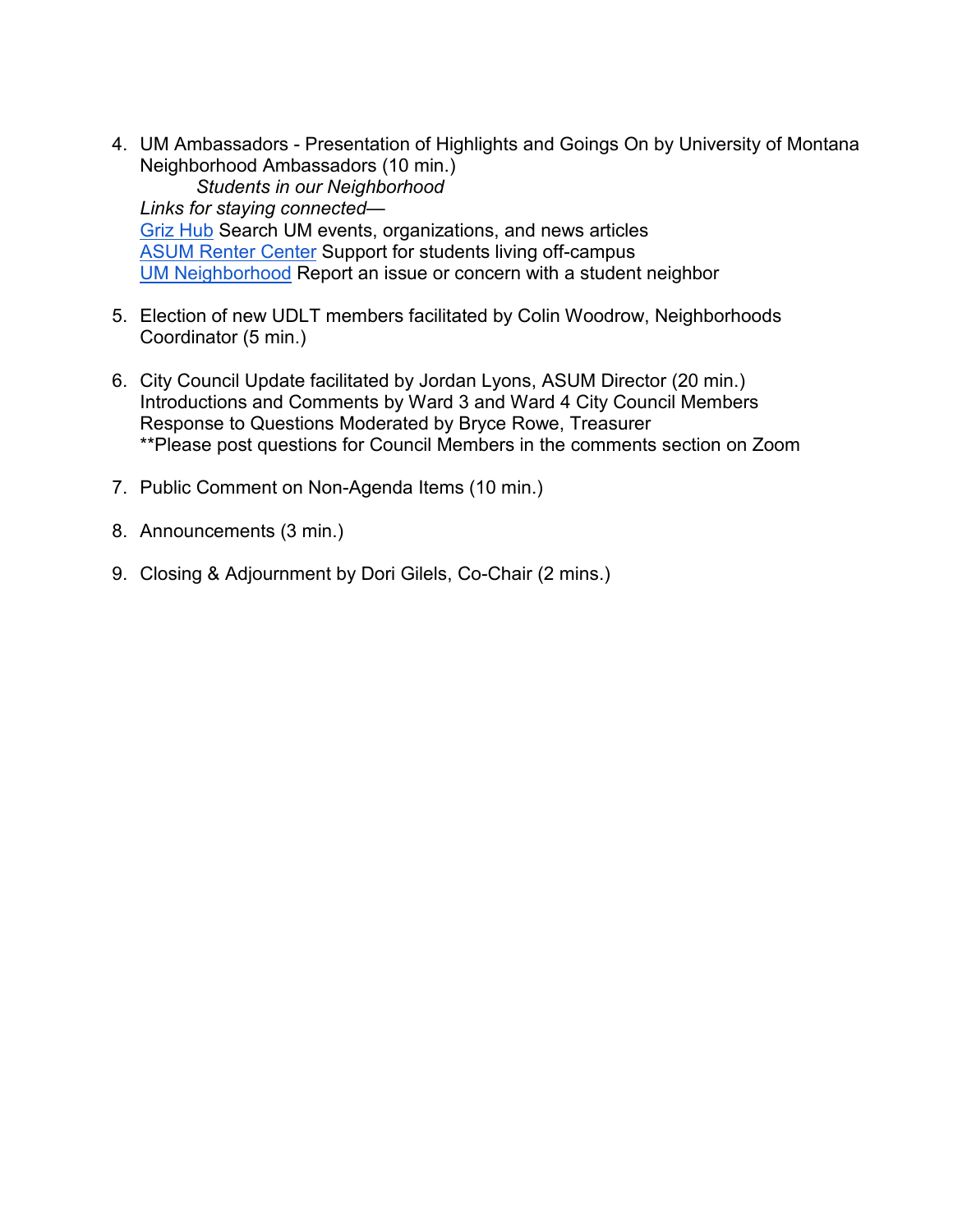4. UM Ambassadors - Presentation of Highlights and Goings On by University of Montana Neighborhood Ambassadors (10 min.)

   *Students in our Neighborhood*

   *Links for staying connected—*

   Griz Hub Search UM events, organizations, and news articles
   ASUM Renter Center Support for students living off-campus
   UM Neighborhood Report an issue or concern with a student neighbor

5. Election of new UDLT members facilitated by Colin Woodrow, Neighborhoods Coordinator (5 min.)

6. City Council Update facilitated by Jordan Lyons, ASUM Director (20 min.)
   Introductions and Comments by Ward 3 and Ward 4 City Council Members
   Response to Questions Moderated by Bryce Rowe, Treasurer
   **Please post questions for Council Members in the comments section on Zoom

7. Public Comment on Non-Agenda Items (10 min.)

8. Announcements (3 min.)

9. Closing & Adjournment by Dori Gilels, Co-Chair (2 mins.)